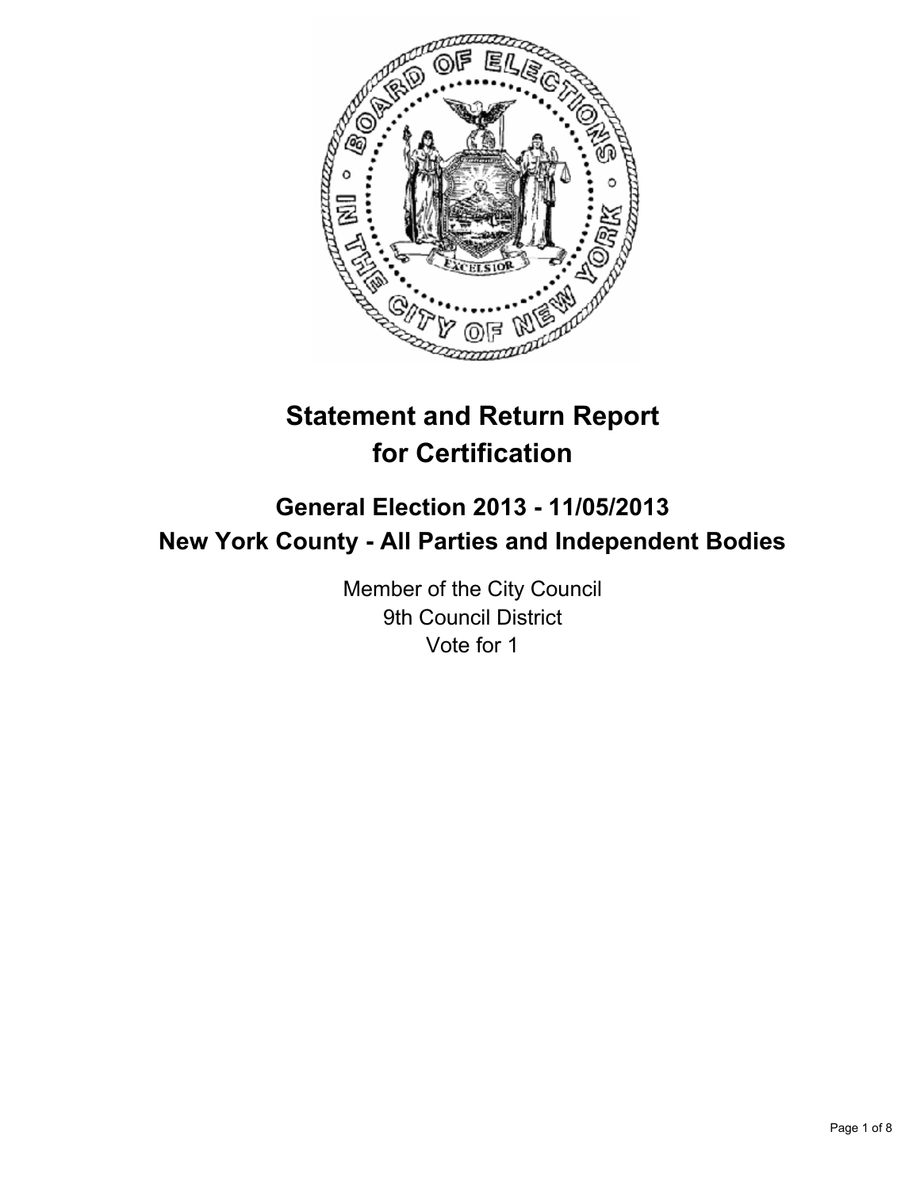# Statement and Return Report for Certification

## General Election 2013 - 11/05/2013
## New York County - All Parties and Independent Bodies

Member of the City Council
9th Council District
Vote for 1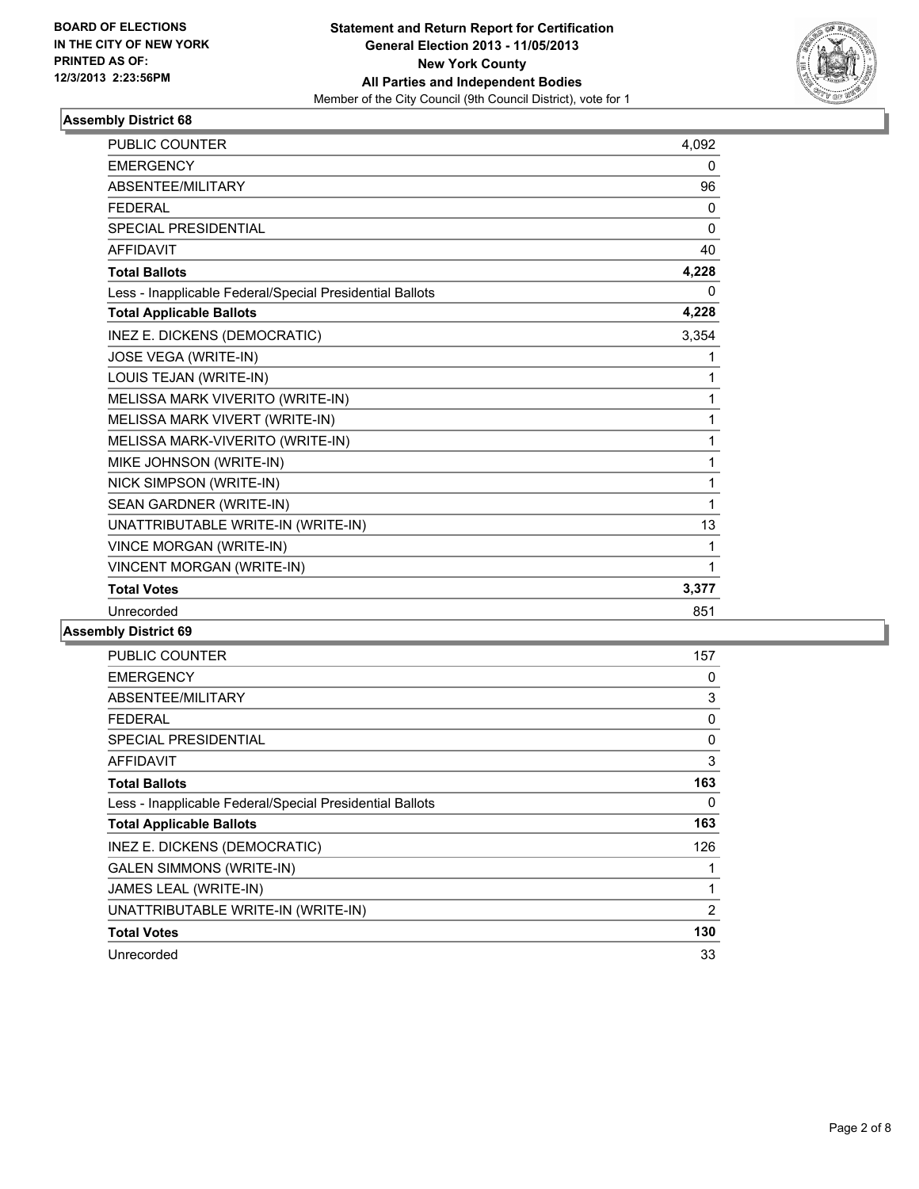**BOARD OF ELECTIONS IN THE CITY OF NEW YORK PRINTED AS OF: 12/3/2013 2:23:56PM**

**Statement and Return Report for Certification General Election 2013 - 11/05/2013 New York County All Parties and Independent Bodies**

Member of the City Council (9th Council District), vote for 1

### Assembly District 68

| | |
|---|---|
| PUBLIC COUNTER | 4,092 |
| EMERGENCY | 0 |
| ABSENTEE/MILITARY | 96 |
| FEDERAL | 0 |
| SPECIAL PRESIDENTIAL | 0 |
| AFFIDAVIT | 40 |
| **Total Ballots** | **4,228** |
| Less - Inapplicable Federal/Special Presidential Ballots | 0 |
| **Total Applicable Ballots** | **4,228** |
| INEZ E. DICKENS (DEMOCRATIC) | 3,354 |
| JOSE VEGA (WRITE-IN) | 1 |
| LOUIS TEJAN (WRITE-IN) | 1 |
| MELISSA MARK VIVERITO (WRITE-IN) | 1 |
| MELISSA MARK VIVERT (WRITE-IN) | 1 |
| MELISSA MARK-VIVERITO (WRITE-IN) | 1 |
| MIKE JOHNSON (WRITE-IN) | 1 |
| NICK SIMPSON (WRITE-IN) | 1 |
| SEAN GARDNER (WRITE-IN) | 1 |
| UNATTRIBUTABLE WRITE-IN (WRITE-IN) | 13 |
| VINCE MORGAN (WRITE-IN) | 1 |
| VINCENT MORGAN (WRITE-IN) | 1 |
| **Total Votes** | **3,377** |
| Unrecorded | 851 |

### Assembly District 69

| | |
|---|---|
| PUBLIC COUNTER | 157 |
| EMERGENCY | 0 |
| ABSENTEE/MILITARY | 3 |
| FEDERAL | 0 |
| SPECIAL PRESIDENTIAL | 0 |
| AFFIDAVIT | 3 |
| **Total Ballots** | **163** |
| Less - Inapplicable Federal/Special Presidential Ballots | 0 |
| **Total Applicable Ballots** | **163** |
| INEZ E. DICKENS (DEMOCRATIC) | 126 |
| GALEN SIMMONS (WRITE-IN) | 1 |
| JAMES LEAL (WRITE-IN) | 1 |
| UNATTRIBUTABLE WRITE-IN (WRITE-IN) | 2 |
| **Total Votes** | **130** |
| Unrecorded | 33 |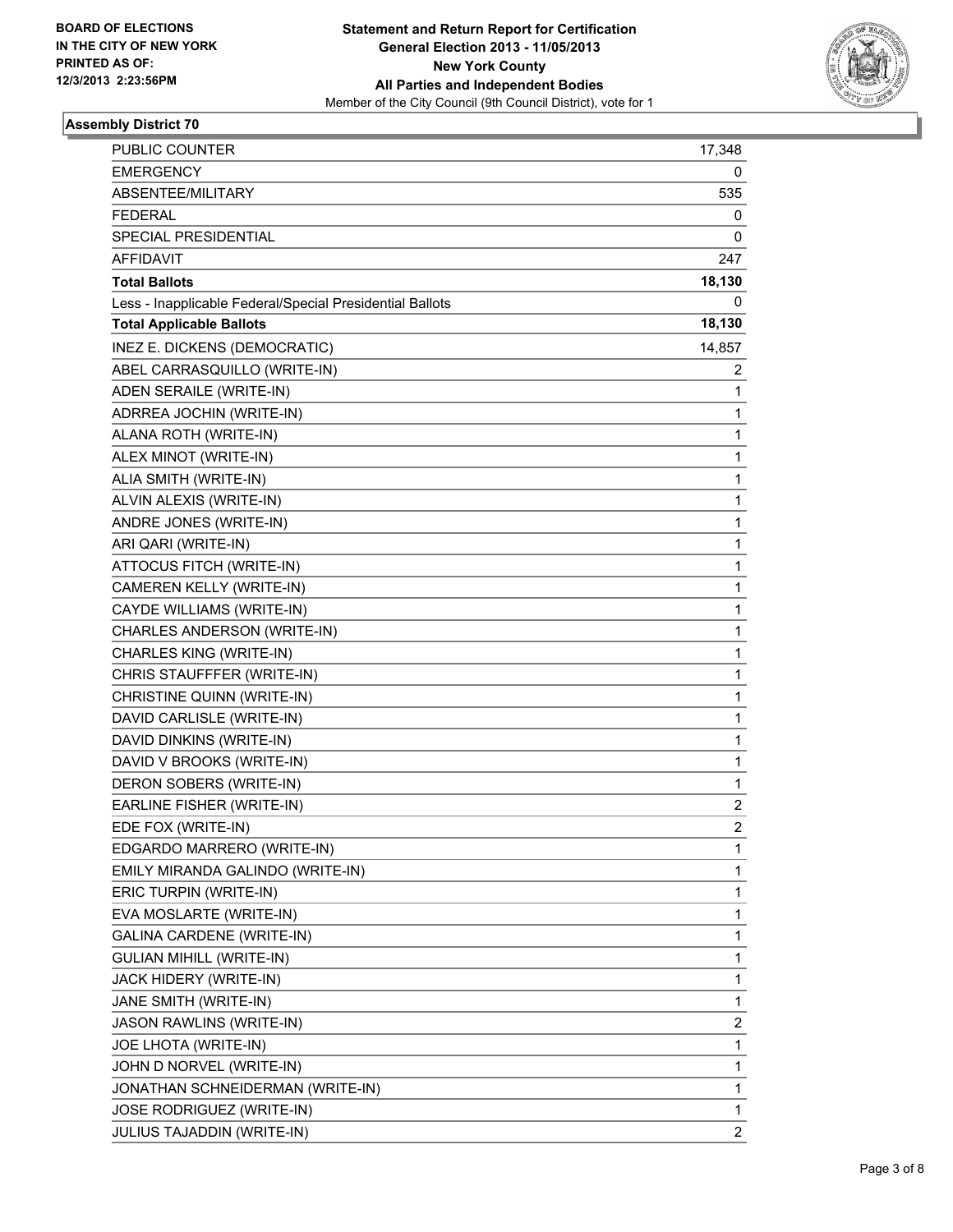**BOARD OF ELECTIONS IN THE CITY OF NEW YORK PRINTED AS OF: 12/3/2013 2:23:56PM**

**Statement and Return Report for Certification**
**General Election 2013 - 11/05/2013**
**New York County**
**All Parties and Independent Bodies**
Member of the City Council (9th Council District), vote for 1

## Assembly District 70

| | |
|---|---|
| PUBLIC COUNTER | 17,348 |
| EMERGENCY | 0 |
| ABSENTEE/MILITARY | 535 |
| FEDERAL | 0 |
| SPECIAL PRESIDENTIAL | 0 |
| AFFIDAVIT | 247 |
| **Total Ballots** | **18,130** |
| Less - Inapplicable Federal/Special Presidential Ballots | 0 |
| **Total Applicable Ballots** | **18,130** |
| INEZ E. DICKENS (DEMOCRATIC) | 14,857 |
| ABEL CARRASQUILLO (WRITE-IN) | 2 |
| ADEN SERAILE (WRITE-IN) | 1 |
| ADRREA JOCHIN (WRITE-IN) | 1 |
| ALANA ROTH (WRITE-IN) | 1 |
| ALEX MINOT (WRITE-IN) | 1 |
| ALIA SMITH (WRITE-IN) | 1 |
| ALVIN ALEXIS (WRITE-IN) | 1 |
| ANDRE JONES (WRITE-IN) | 1 |
| ARI QARI (WRITE-IN) | 1 |
| ATTOCUS FITCH (WRITE-IN) | 1 |
| CAMEREN KELLY (WRITE-IN) | 1 |
| CAYDE WILLIAMS (WRITE-IN) | 1 |
| CHARLES ANDERSON (WRITE-IN) | 1 |
| CHARLES KING (WRITE-IN) | 1 |
| CHRIS STAUFFFER (WRITE-IN) | 1 |
| CHRISTINE QUINN (WRITE-IN) | 1 |
| DAVID CARLISLE (WRITE-IN) | 1 |
| DAVID DINKINS (WRITE-IN) | 1 |
| DAVID V BROOKS (WRITE-IN) | 1 |
| DERON SOBERS (WRITE-IN) | 1 |
| EARLINE FISHER (WRITE-IN) | 2 |
| EDE FOX (WRITE-IN) | 2 |
| EDGARDO MARRERO (WRITE-IN) | 1 |
| EMILY MIRANDA GALINDO (WRITE-IN) | 1 |
| ERIC TURPIN (WRITE-IN) | 1 |
| EVA MOSLARTE (WRITE-IN) | 1 |
| GALINA CARDENE (WRITE-IN) | 1 |
| GULIAN MIHILL (WRITE-IN) | 1 |
| JACK HIDERY (WRITE-IN) | 1 |
| JANE SMITH (WRITE-IN) | 1 |
| JASON RAWLINS (WRITE-IN) | 2 |
| JOE LHOTA (WRITE-IN) | 1 |
| JOHN D NORVEL (WRITE-IN) | 1 |
| JONATHAN SCHNEIDERMAN (WRITE-IN) | 1 |
| JOSE RODRIGUEZ (WRITE-IN) | 1 |
| JULIUS TAJADDIN (WRITE-IN) | 2 |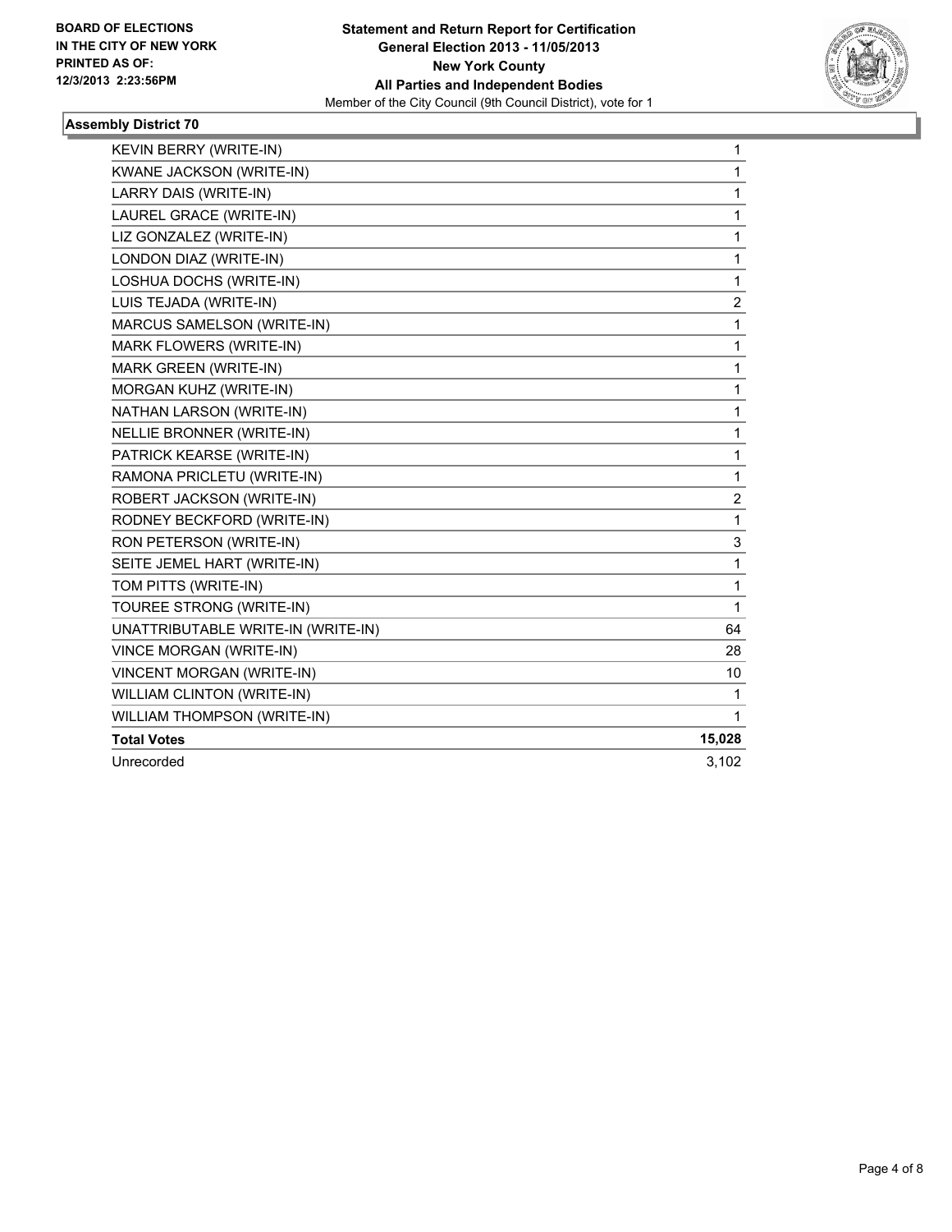**BOARD OF ELECTIONS IN THE CITY OF NEW YORK PRINTED AS OF: 12/3/2013 2:23:56PM**

**Statement and Return Report for Certification General Election 2013 - 11/05/2013 New York County All Parties and Independent Bodies**
Member of the City Council (9th Council District), vote for 1

### Assembly District 70

| | |
|---|---|
| KEVIN BERRY (WRITE-IN) | 1 |
| KWANE JACKSON (WRITE-IN) | 1 |
| LARRY DAIS (WRITE-IN) | 1 |
| LAUREL GRACE (WRITE-IN) | 1 |
| LIZ GONZALEZ (WRITE-IN) | 1 |
| LONDON DIAZ (WRITE-IN) | 1 |
| LOSHUA DOCHS (WRITE-IN) | 1 |
| LUIS TEJADA (WRITE-IN) | 2 |
| MARCUS SAMELSON (WRITE-IN) | 1 |
| MARK FLOWERS (WRITE-IN) | 1 |
| MARK GREEN (WRITE-IN) | 1 |
| MORGAN KUHZ (WRITE-IN) | 1 |
| NATHAN LARSON (WRITE-IN) | 1 |
| NELLIE BRONNER (WRITE-IN) | 1 |
| PATRICK KEARSE (WRITE-IN) | 1 |
| RAMONA PRICLETU (WRITE-IN) | 1 |
| ROBERT JACKSON (WRITE-IN) | 2 |
| RODNEY BECKFORD (WRITE-IN) | 1 |
| RON PETERSON (WRITE-IN) | 3 |
| SEITE JEMEL HART (WRITE-IN) | 1 |
| TOM PITTS (WRITE-IN) | 1 |
| TOUREE STRONG (WRITE-IN) | 1 |
| UNATTRIBUTABLE WRITE-IN (WRITE-IN) | 64 |
| VINCE MORGAN (WRITE-IN) | 28 |
| VINCENT MORGAN (WRITE-IN) | 10 |
| WILLIAM CLINTON (WRITE-IN) | 1 |
| WILLIAM THOMPSON (WRITE-IN) | 1 |
| **Total Votes** | **15,028** |
| Unrecorded | 3,102 |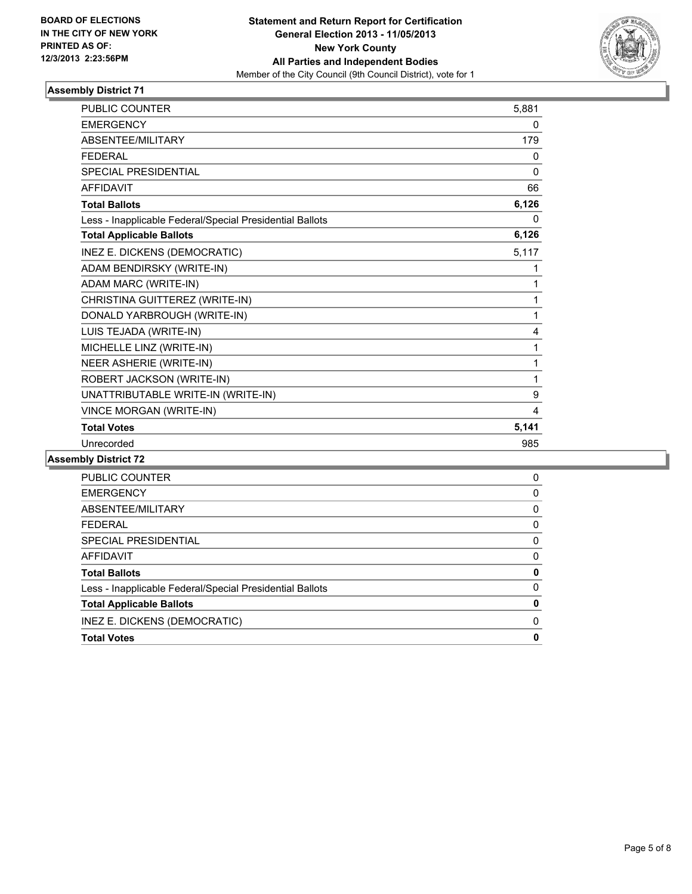**BOARD OF ELECTIONS IN THE CITY OF NEW YORK PRINTED AS OF: 12/3/2013 2:23:56PM**

**Statement and Return Report for Certification**
**General Election 2013 - 11/05/2013**
**New York County**
**All Parties and Independent Bodies**
Member of the City Council (9th Council District), vote for 1

### Assembly District 71

| | |
|---|---|
| PUBLIC COUNTER | 5,881 |
| EMERGENCY | 0 |
| ABSENTEE/MILITARY | 179 |
| FEDERAL | 0 |
| SPECIAL PRESIDENTIAL | 0 |
| AFFIDAVIT | 66 |
| **Total Ballots** | **6,126** |
| Less - Inapplicable Federal/Special Presidential Ballots | 0 |
| **Total Applicable Ballots** | **6,126** |
| INEZ E. DICKENS (DEMOCRATIC) | 5,117 |
| ADAM BENDIRSKY (WRITE-IN) | 1 |
| ADAM MARC (WRITE-IN) | 1 |
| CHRISTINA GUITTEREZ (WRITE-IN) | 1 |
| DONALD YARBROUGH (WRITE-IN) | 1 |
| LUIS TEJADA (WRITE-IN) | 4 |
| MICHELLE LINZ (WRITE-IN) | 1 |
| NEER ASHERIE (WRITE-IN) | 1 |
| ROBERT JACKSON (WRITE-IN) | 1 |
| UNATTRIBUTABLE WRITE-IN (WRITE-IN) | 9 |
| VINCE MORGAN (WRITE-IN) | 4 |
| **Total Votes** | **5,141** |
| Unrecorded | 985 |

### Assembly District 72

| | |
|---|---|
| PUBLIC COUNTER | 0 |
| EMERGENCY | 0 |
| ABSENTEE/MILITARY | 0 |
| FEDERAL | 0 |
| SPECIAL PRESIDENTIAL | 0 |
| AFFIDAVIT | 0 |
| **Total Ballots** | **0** |
| Less - Inapplicable Federal/Special Presidential Ballots | 0 |
| **Total Applicable Ballots** | **0** |
| INEZ E. DICKENS (DEMOCRATIC) | 0 |
| **Total Votes** | **0** |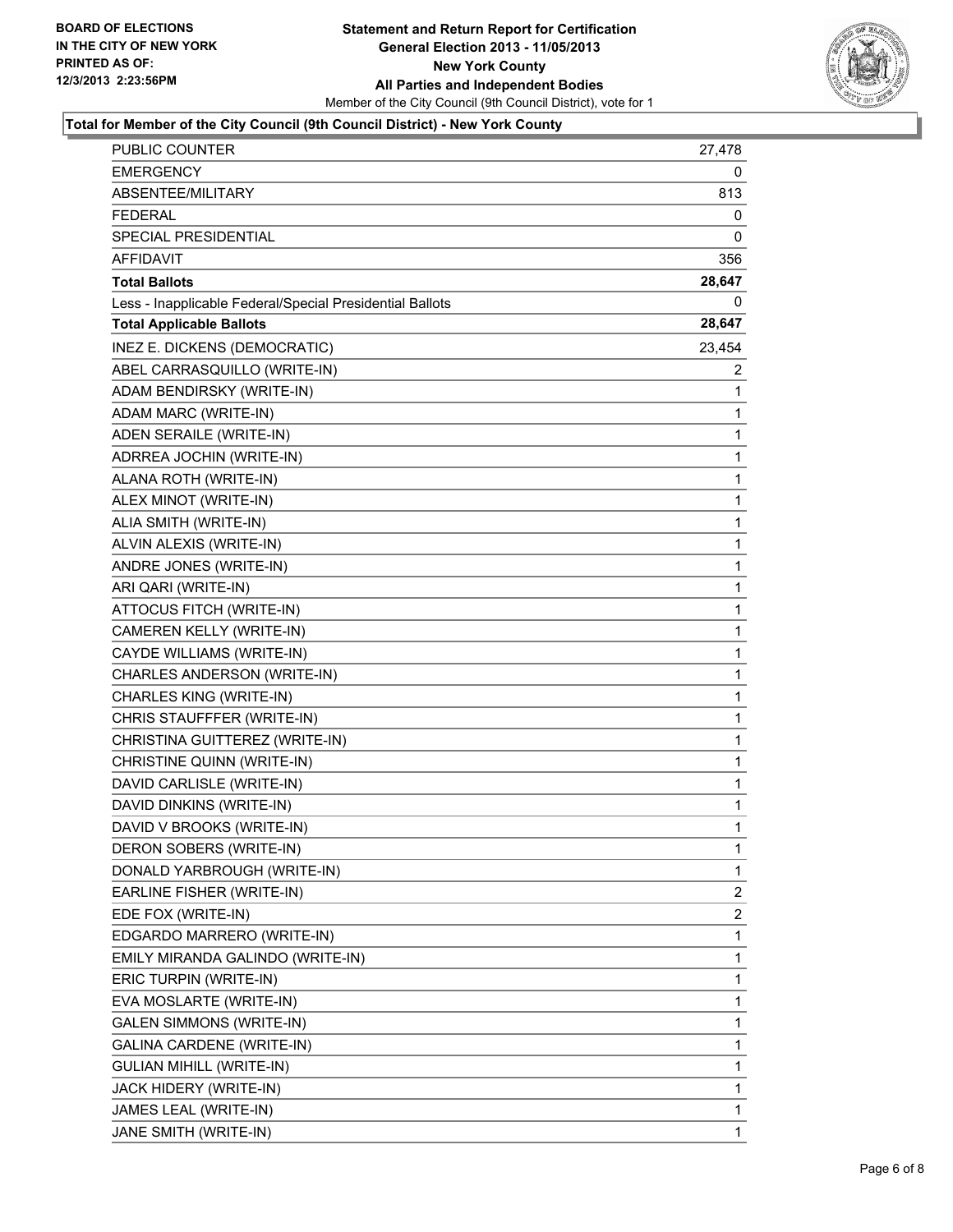BOARD OF ELECTIONS
IN THE CITY OF NEW YORK
PRINTED AS OF:
12/3/2013 2:23:56PM

**Statement and Return Report for Certification**
**General Election 2013 - 11/05/2013**
**New York County**
**All Parties and Independent Bodies**
Member of the City Council (9th Council District), vote for 1

### Total for Member of the City Council (9th Council District) - New York County

| | |
|---|---|
| PUBLIC COUNTER | 27,478 |
| EMERGENCY | 0 |
| ABSENTEE/MILITARY | 813 |
| FEDERAL | 0 |
| SPECIAL PRESIDENTIAL | 0 |
| AFFIDAVIT | 356 |
| **Total Ballots** | **28,647** |
| Less - Inapplicable Federal/Special Presidential Ballots | 0 |
| **Total Applicable Ballots** | **28,647** |
| INEZ E. DICKENS (DEMOCRATIC) | 23,454 |
| ABEL CARRASQUILLO (WRITE-IN) | 2 |
| ADAM BENDIRSKY (WRITE-IN) | 1 |
| ADAM MARC (WRITE-IN) | 1 |
| ADEN SERAILE (WRITE-IN) | 1 |
| ADRREA JOCHIN (WRITE-IN) | 1 |
| ALANA ROTH (WRITE-IN) | 1 |
| ALEX MINOT (WRITE-IN) | 1 |
| ALIA SMITH (WRITE-IN) | 1 |
| ALVIN ALEXIS (WRITE-IN) | 1 |
| ANDRE JONES (WRITE-IN) | 1 |
| ARI QARI (WRITE-IN) | 1 |
| ATTOCUS FITCH (WRITE-IN) | 1 |
| CAMEREN KELLY (WRITE-IN) | 1 |
| CAYDE WILLIAMS (WRITE-IN) | 1 |
| CHARLES ANDERSON (WRITE-IN) | 1 |
| CHARLES KING (WRITE-IN) | 1 |
| CHRIS STAUFFFER (WRITE-IN) | 1 |
| CHRISTINA GUITTEREZ (WRITE-IN) | 1 |
| CHRISTINE QUINN (WRITE-IN) | 1 |
| DAVID CARLISLE (WRITE-IN) | 1 |
| DAVID DINKINS (WRITE-IN) | 1 |
| DAVID V BROOKS (WRITE-IN) | 1 |
| DERON SOBERS (WRITE-IN) | 1 |
| DONALD YARBROUGH (WRITE-IN) | 1 |
| EARLINE FISHER (WRITE-IN) | 2 |
| EDE FOX (WRITE-IN) | 2 |
| EDGARDO MARRERO (WRITE-IN) | 1 |
| EMILY MIRANDA GALINDO (WRITE-IN) | 1 |
| ERIC TURPIN (WRITE-IN) | 1 |
| EVA MOSLARTE (WRITE-IN) | 1 |
| GALEN SIMMONS (WRITE-IN) | 1 |
| GALINA CARDENE (WRITE-IN) | 1 |
| GULIAN MIHILL (WRITE-IN) | 1 |
| JACK HIDERY (WRITE-IN) | 1 |
| JAMES LEAL (WRITE-IN) | 1 |
| JANE SMITH (WRITE-IN) | 1 |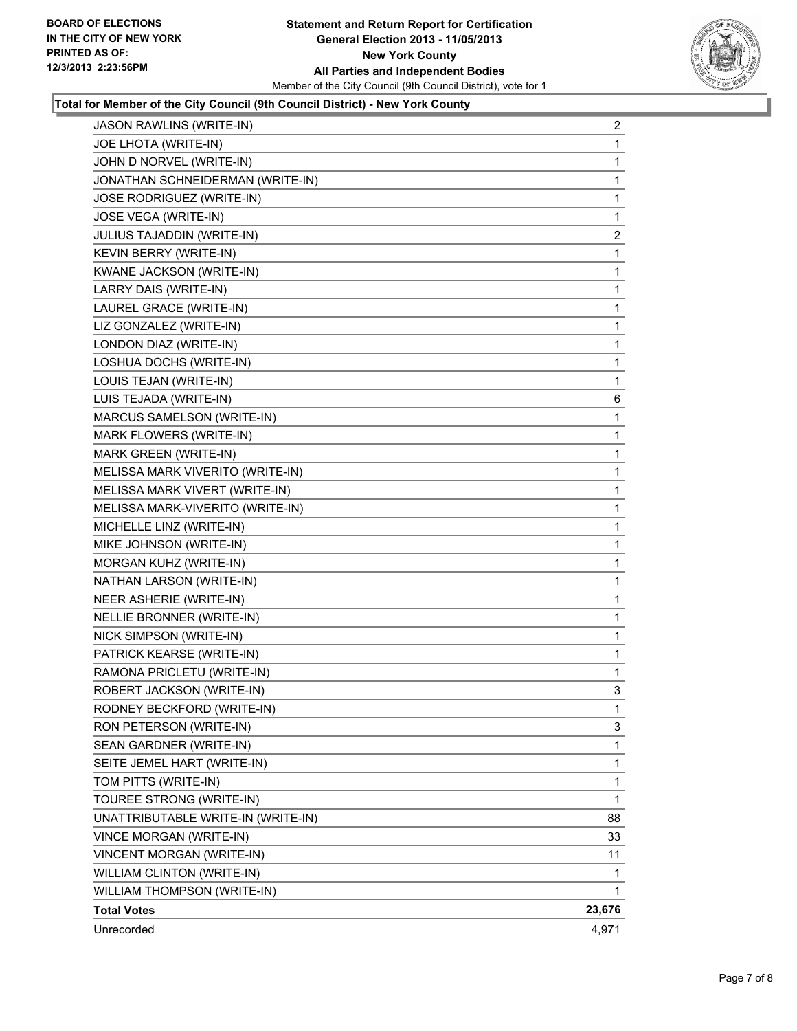**BOARD OF ELECTIONS IN THE CITY OF NEW YORK PRINTED AS OF: 12/3/2013 2:23:56PM**

**Statement and Return Report for Certification General Election 2013 - 11/05/2013 New York County All Parties and Independent Bodies**

Member of the City Council (9th Council District), vote for 1

### Total for Member of the City Council (9th Council District) - New York County

| | |
|---|---|
| JASON RAWLINS (WRITE-IN) | 2 |
| JOE LHOTA (WRITE-IN) | 1 |
| JOHN D NORVEL (WRITE-IN) | 1 |
| JONATHAN SCHNEIDERMAN (WRITE-IN) | 1 |
| JOSE RODRIGUEZ (WRITE-IN) | 1 |
| JOSE VEGA (WRITE-IN) | 1 |
| JULIUS TAJADDIN (WRITE-IN) | 2 |
| KEVIN BERRY (WRITE-IN) | 1 |
| KWANE JACKSON (WRITE-IN) | 1 |
| LARRY DAIS (WRITE-IN) | 1 |
| LAUREL GRACE (WRITE-IN) | 1 |
| LIZ GONZALEZ (WRITE-IN) | 1 |
| LONDON DIAZ (WRITE-IN) | 1 |
| LOSHUA DOCHS (WRITE-IN) | 1 |
| LOUIS TEJAN (WRITE-IN) | 1 |
| LUIS TEJADA (WRITE-IN) | 6 |
| MARCUS SAMELSON (WRITE-IN) | 1 |
| MARK FLOWERS (WRITE-IN) | 1 |
| MARK GREEN (WRITE-IN) | 1 |
| MELISSA MARK VIVERITO (WRITE-IN) | 1 |
| MELISSA MARK VIVERT (WRITE-IN) | 1 |
| MELISSA MARK-VIVERITO (WRITE-IN) | 1 |
| MICHELLE LINZ (WRITE-IN) | 1 |
| MIKE JOHNSON (WRITE-IN) | 1 |
| MORGAN KUHZ (WRITE-IN) | 1 |
| NATHAN LARSON (WRITE-IN) | 1 |
| NEER ASHERIE (WRITE-IN) | 1 |
| NELLIE BRONNER (WRITE-IN) | 1 |
| NICK SIMPSON (WRITE-IN) | 1 |
| PATRICK KEARSE (WRITE-IN) | 1 |
| RAMONA PRICLETU (WRITE-IN) | 1 |
| ROBERT JACKSON (WRITE-IN) | 3 |
| RODNEY BECKFORD (WRITE-IN) | 1 |
| RON PETERSON (WRITE-IN) | 3 |
| SEAN GARDNER (WRITE-IN) | 1 |
| SEITE JEMEL HART (WRITE-IN) | 1 |
| TOM PITTS (WRITE-IN) | 1 |
| TOUREE STRONG (WRITE-IN) | 1 |
| UNATTRIBUTABLE WRITE-IN (WRITE-IN) | 88 |
| VINCE MORGAN (WRITE-IN) | 33 |
| VINCENT MORGAN (WRITE-IN) | 11 |
| WILLIAM CLINTON (WRITE-IN) | 1 |
| WILLIAM THOMPSON (WRITE-IN) | 1 |
| **Total Votes** | **23,676** |
| Unrecorded | 4,971 |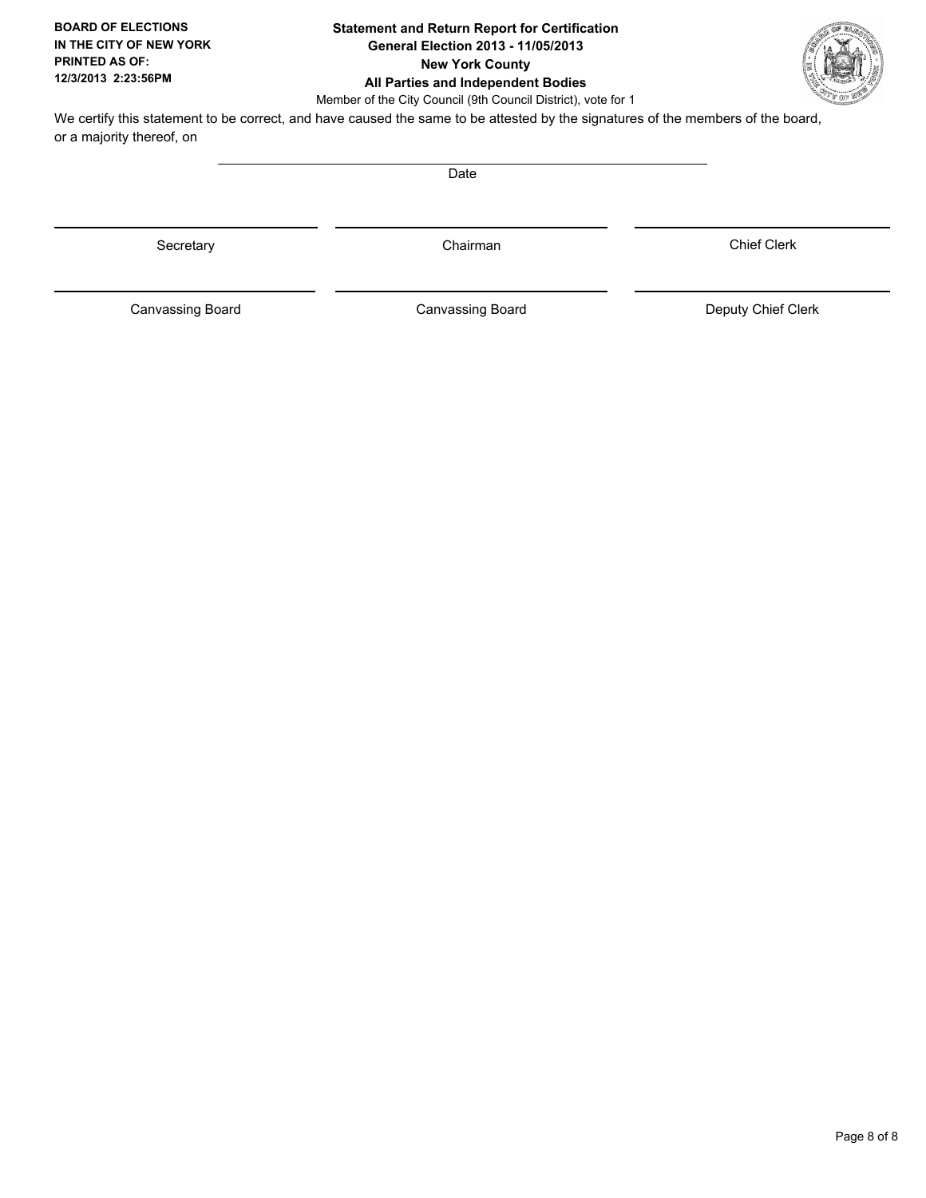We certify this statement to be correct, and have caused the same to be attested by the signatures of the members of the board, or a majority thereof, on

\_\_\_\_\_\_\_\_\_\_\_\_\_\_\_\_\_\_\_\_\_\_\_\_\_\_\_\_\_\_

Date

| | | |
|---|---|---|
| Secretary | Chairman | Chief Clerk |
| Canvassing Board | Canvassing Board | Deputy Chief Clerk |